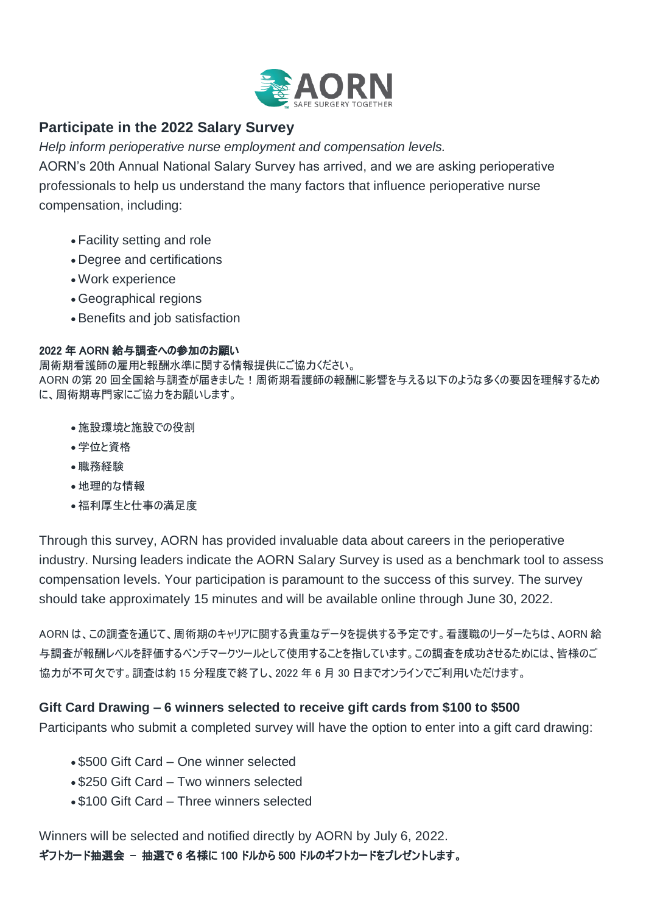AORN
SAFE SURGERY TOGETHER

## Participate in the 2022 Salary Survey

*Help inform perioperative nurse employment and compensation levels.*

AORN's 20th Annual National Salary Survey has arrived, and we are asking perioperative professionals to help us understand the many factors that influence perioperative nurse compensation, including:

- Facility setting and role
- Degree and certifications
- Work experience
- Geographical regions
- Benefits and job satisfaction

**2022 年 AORN 給与調査への参加のお願い**

周術期看護師の雇用と報酬水準に関する情報提供にご協力ください。

AORN の第 20 回全国給与調査が届きました！周術期看護師の報酬に影響を与える以下のような多くの要因を理解するために、周術期専門家にご協力をお願いします。

- 施設環境と施設での役割
- 学位と資格
- 職務経験
- 地理的な情報
- 福利厚生と仕事の満足度

Through this survey, AORN has provided invaluable data about careers in the perioperative industry. Nursing leaders indicate the AORN Salary Survey is used as a benchmark tool to assess compensation levels. Your participation is paramount to the success of this survey. The survey should take approximately 15 minutes and will be available online through June 30, 2022.

AORN は、この調査を通じて、周術期のキャリアに関する貴重なデータを提供する予定です。看護職のリーダーたちは、AORN 給与調査が報酬レベルを評価するベンチマークツールとして使用することを指しています。この調査を成功させるためには、皆様のご協力が不可欠です。調査は約 15 分程度で終了し、2022 年 6 月 30 日までオンラインでご利用いただけます。

### Gift Card Drawing – 6 winners selected to receive gift cards from $100 to $500

Participants who submit a completed survey will have the option to enter into a gift card drawing:

- $500 Gift Card – One winner selected
- $250 Gift Card – Two winners selected
- $100 Gift Card – Three winners selected

Winners will be selected and notified directly by AORN by July 6, 2022.

**ギフトカード抽選会 – 抽選で 6 名様に 100 ドルから 500 ドルのギフトカードをプレゼントします。**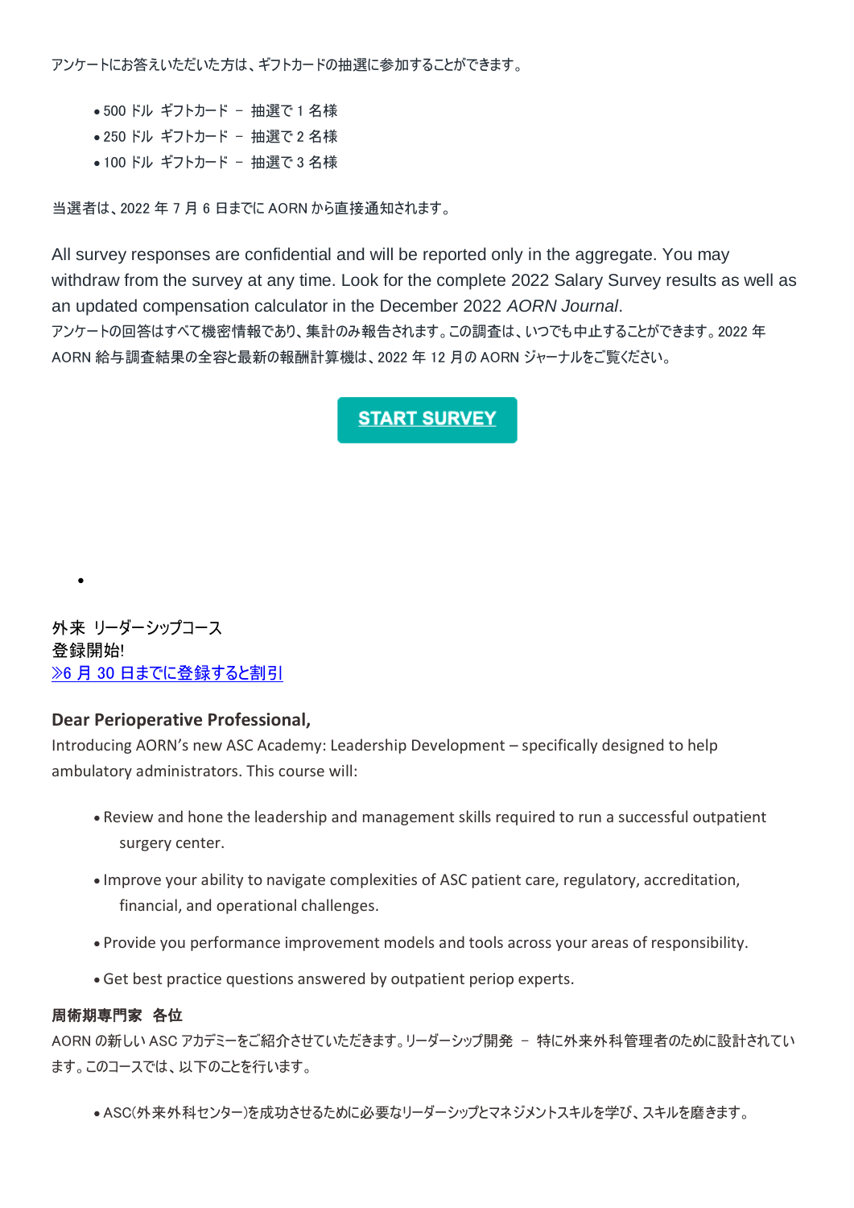アンケートにお答えいただいた方は、ギフトカードの抽選に参加することができます。

- 500 ドル ギフトカード – 抽選で 1 名様
- 250 ドル ギフトカード – 抽選で 2 名様
- 100 ドル ギフトカード – 抽選で 3 名様

当選者は、2022 年 7 月 6 日までに AORN から直接通知されます。

All survey responses are confidential and will be reported only in the aggregate. You may withdraw from the survey at any time. Look for the complete 2022 Salary Survey results as well as an updated compensation calculator in the December 2022 *AORN Journal*.

アンケートの回答はすべて機密情報であり、集計のみ報告されます。この調査は、いつでも中止することができます。2022 年 AORN 給与調査結果の全容と最新の報酬計算機は、2022 年 12 月の AORN ジャーナルをご覧ください。

**START SURVEY**

- 

外来 リーダーシップコース
登録開始!
≫6 月 30 日までに登録すると割引

**Dear Perioperative Professional,**

Introducing AORN's new ASC Academy: Leadership Development – specifically designed to help ambulatory administrators. This course will:

- Review and hone the leadership and management skills required to run a successful outpatient surgery center.
- Improve your ability to navigate complexities of ASC patient care, regulatory, accreditation, financial, and operational challenges.
- Provide you performance improvement models and tools across your areas of responsibility.
- Get best practice questions answered by outpatient periop experts.

**周術期専門家 各位**

AORN の新しい ASC アカデミーをご紹介させていただきます。リーダーシップ開発 – 特に外来外科管理者のために設計されています。このコースでは、以下のことを行います。

- ASC(外来外科センター)を成功させるために必要なリーダーシップとマネジメントスキルを学び、スキルを磨きます。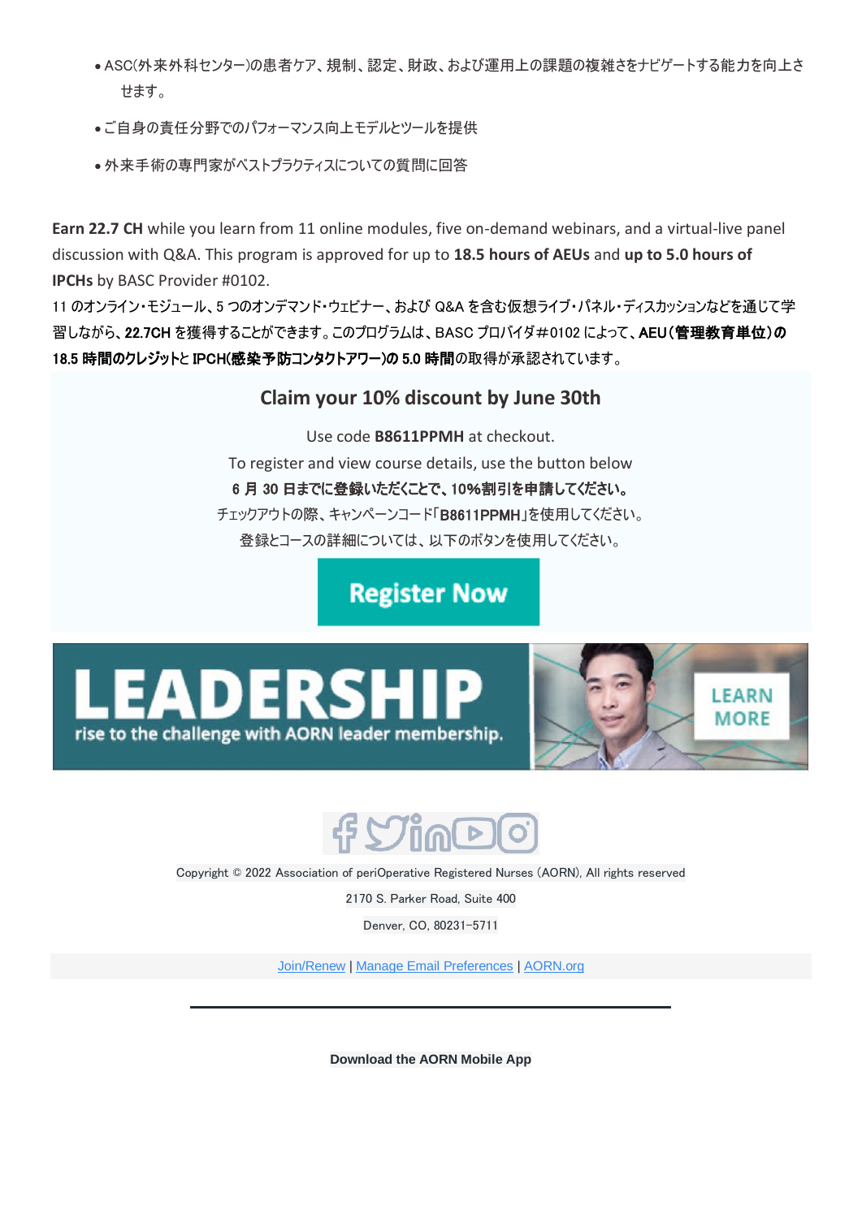- ASC(外来外科センター)の患者ケア、規制、認定、財政、および運用上の課題の複雑さをナビゲートする能力を向上させます。
- ご自身の責任分野でのパフォーマンス向上モデルとツールを提供
- 外来手術の専門家がベストプラクティスについての質問に回答

**Earn 22.7 CH** while you learn from 11 online modules, five on-demand webinars, and a virtual-live panel discussion with Q&A. This program is approved for up to **18.5 hours of AEUs** and **up to 5.0 hours of IPCHs** by BASC Provider #0102.

11 のオンライン・モジュール、5 つのオンデマンド・ウェビナー、および Q&A を含む仮想ライブ・パネル・ディスカッションなどを通じて学習しながら、**22.7CH** を獲得することができます。このプログラムは、BASC プロバイダ#0102 によって、**AEU(管理教育単位)の 18.5 時間のクレジットと IPCH(感染予防コンタクトアワー)の 5.0 時間**の取得が承認されています。

## Claim your 10% discount by June 30th

Use code **B8611PPMH** at checkout.

To register and view course details, use the button below

**6 月 30 日までに登録いただくことで、10%割引を申請してください。**

チェックアウトの際、キャンペーンコード「**B8611PPMH**」を使用してください。

登録とコースの詳細については、以下のボタンを使用してください。

**Register Now**

**LEADERSHIP**
rise to the challenge with AORN leader membership.
LEARN MORE

Copyright © 2022 Association of periOperative Registered Nurses (AORN), All rights reserved

2170 S. Parker Road, Suite 400

Denver, CO, 80231-5711

Join/Renew | Manage Email Preferences | AORN.org

---

**Download the AORN Mobile App**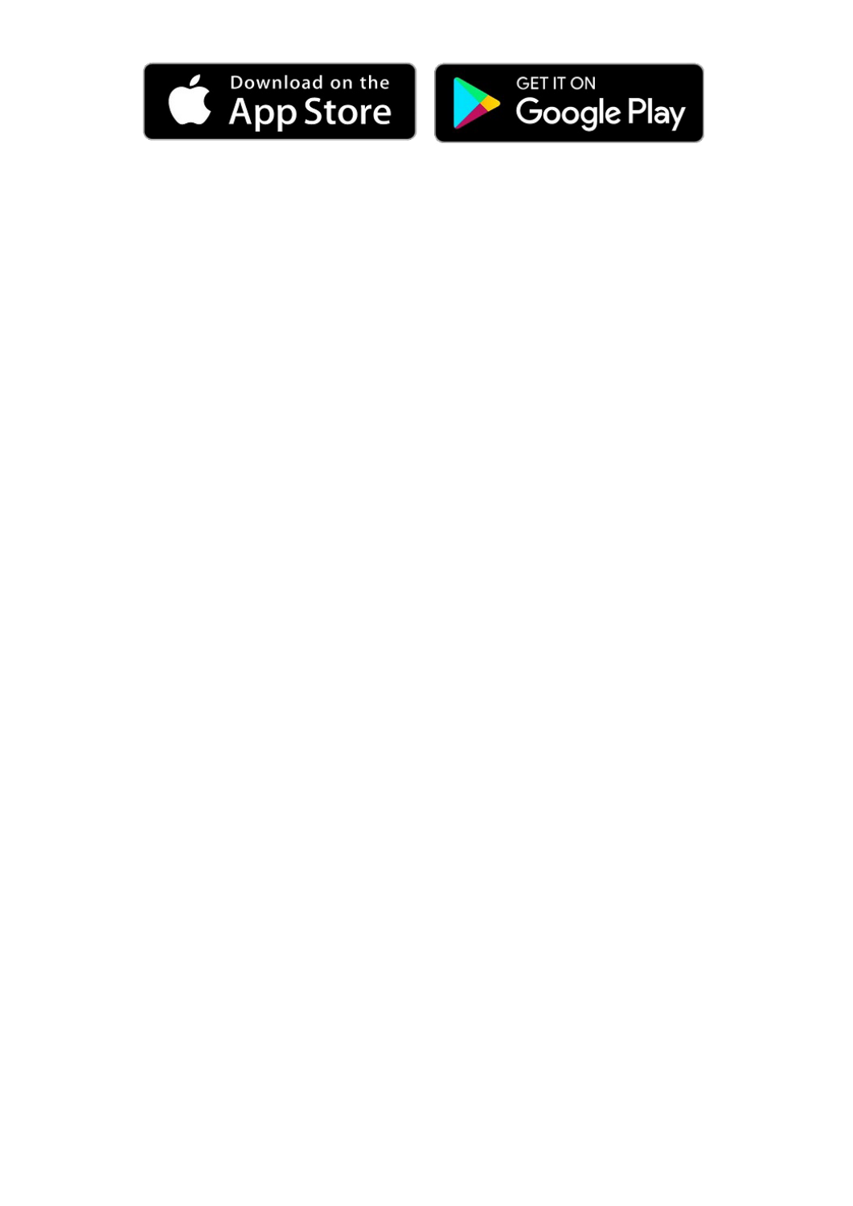Download on the App Store

GET IT ON Google Play